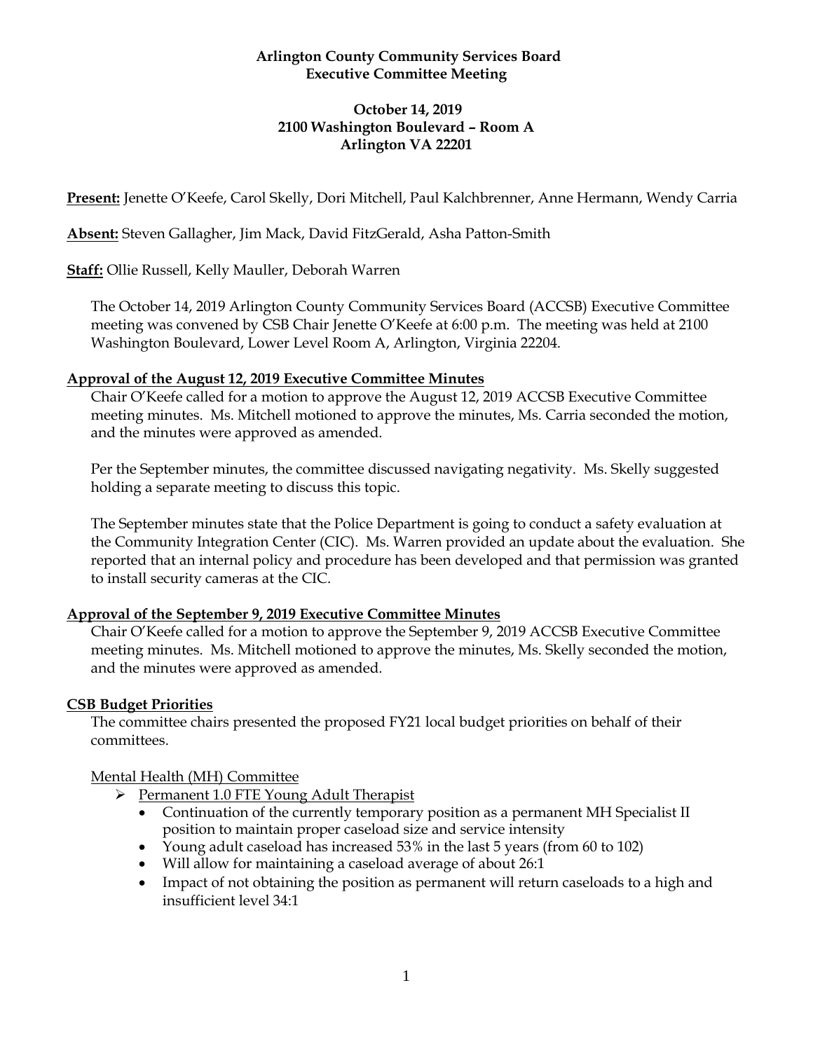**Arlington County Community Services Board**
**Executive Committee Meeting**

**October 14, 2019**
**2100 Washington Boulevard – Room A**
**Arlington VA 22201**

**Present:** Jenette O'Keefe, Carol Skelly, Dori Mitchell, Paul Kalchbrenner, Anne Hermann, Wendy Carria

**Absent:** Steven Gallagher, Jim Mack, David FitzGerald, Asha Patton-Smith

**Staff:** Ollie Russell, Kelly Mauller, Deborah Warren

The October 14, 2019 Arlington County Community Services Board (ACCSB) Executive Committee meeting was convened by CSB Chair Jenette O'Keefe at 6:00 p.m. The meeting was held at 2100 Washington Boulevard, Lower Level Room A, Arlington, Virginia 22204.

**Approval of the August 12, 2019 Executive Committee Minutes**

Chair O'Keefe called for a motion to approve the August 12, 2019 ACCSB Executive Committee meeting minutes. Ms. Mitchell motioned to approve the minutes, Ms. Carria seconded the motion, and the minutes were approved as amended.

Per the September minutes, the committee discussed navigating negativity. Ms. Skelly suggested holding a separate meeting to discuss this topic.

The September minutes state that the Police Department is going to conduct a safety evaluation at the Community Integration Center (CIC). Ms. Warren provided an update about the evaluation. She reported that an internal policy and procedure has been developed and that permission was granted to install security cameras at the CIC.

**Approval of the September 9, 2019 Executive Committee Minutes**

Chair O'Keefe called for a motion to approve the September 9, 2019 ACCSB Executive Committee meeting minutes. Ms. Mitchell motioned to approve the minutes, Ms. Skelly seconded the motion, and the minutes were approved as amended.

**CSB Budget Priorities**

The committee chairs presented the proposed FY21 local budget priorities on behalf of their committees.

Mental Health (MH) Committee

- Permanent 1.0 FTE Young Adult Therapist
  - Continuation of the currently temporary position as a permanent MH Specialist II position to maintain proper caseload size and service intensity
  - Young adult caseload has increased 53% in the last 5 years (from 60 to 102)
  - Will allow for maintaining a caseload average of about 26:1
  - Impact of not obtaining the position as permanent will return caseloads to a high and insufficient level 34:1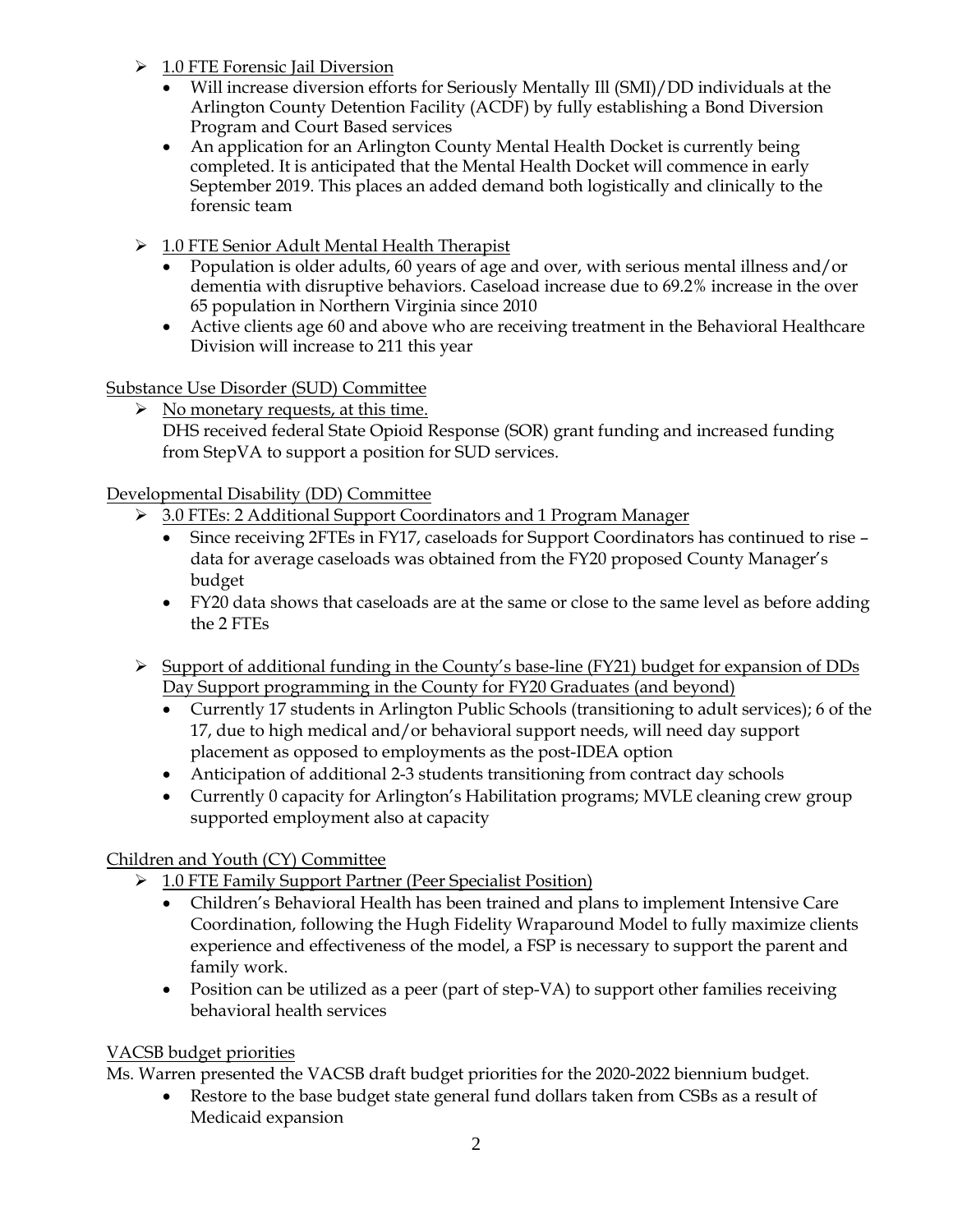- 1.0 FTE Forensic Jail Diversion
  - Will increase diversion efforts for Seriously Mentally Ill (SMI)/DD individuals at the Arlington County Detention Facility (ACDF) by fully establishing a Bond Diversion Program and Court Based services
  - An application for an Arlington County Mental Health Docket is currently being completed. It is anticipated that the Mental Health Docket will commence in early September 2019. This places an added demand both logistically and clinically to the forensic team

- 1.0 FTE Senior Adult Mental Health Therapist
  - Population is older adults, 60 years of age and over, with serious mental illness and/or dementia with disruptive behaviors. Caseload increase due to 69.2% increase in the over 65 population in Northern Virginia since 2010
  - Active clients age 60 and above who are receiving treatment in the Behavioral Healthcare Division will increase to 211 this year

Substance Use Disorder (SUD) Committee

- No monetary requests, at this time.

  DHS received federal State Opioid Response (SOR) grant funding and increased funding from StepVA to support a position for SUD services.

Developmental Disability (DD) Committee

- 3.0 FTEs: 2 Additional Support Coordinators and 1 Program Manager
  - Since receiving 2FTEs in FY17, caseloads for Support Coordinators has continued to rise – data for average caseloads was obtained from the FY20 proposed County Manager's budget
  - FY20 data shows that caseloads are at the same or close to the same level as before adding the 2 FTEs

- Support of additional funding in the County's base-line (FY21) budget for expansion of DDs Day Support programming in the County for FY20 Graduates (and beyond)
  - Currently 17 students in Arlington Public Schools (transitioning to adult services); 6 of the 17, due to high medical and/or behavioral support needs, will need day support placement as opposed to employments as the post-IDEA option
  - Anticipation of additional 2-3 students transitioning from contract day schools
  - Currently 0 capacity for Arlington's Habilitation programs; MVLE cleaning crew group supported employment also at capacity

Children and Youth (CY) Committee

- 1.0 FTE Family Support Partner (Peer Specialist Position)
  - Children's Behavioral Health has been trained and plans to implement Intensive Care Coordination, following the Hugh Fidelity Wraparound Model to fully maximize clients experience and effectiveness of the model, a FSP is necessary to support the parent and family work.
  - Position can be utilized as a peer (part of step-VA) to support other families receiving behavioral health services

VACSB budget priorities

Ms. Warren presented the VACSB draft budget priorities for the 2020-2022 biennium budget.

- Restore to the base budget state general fund dollars taken from CSBs as a result of Medicaid expansion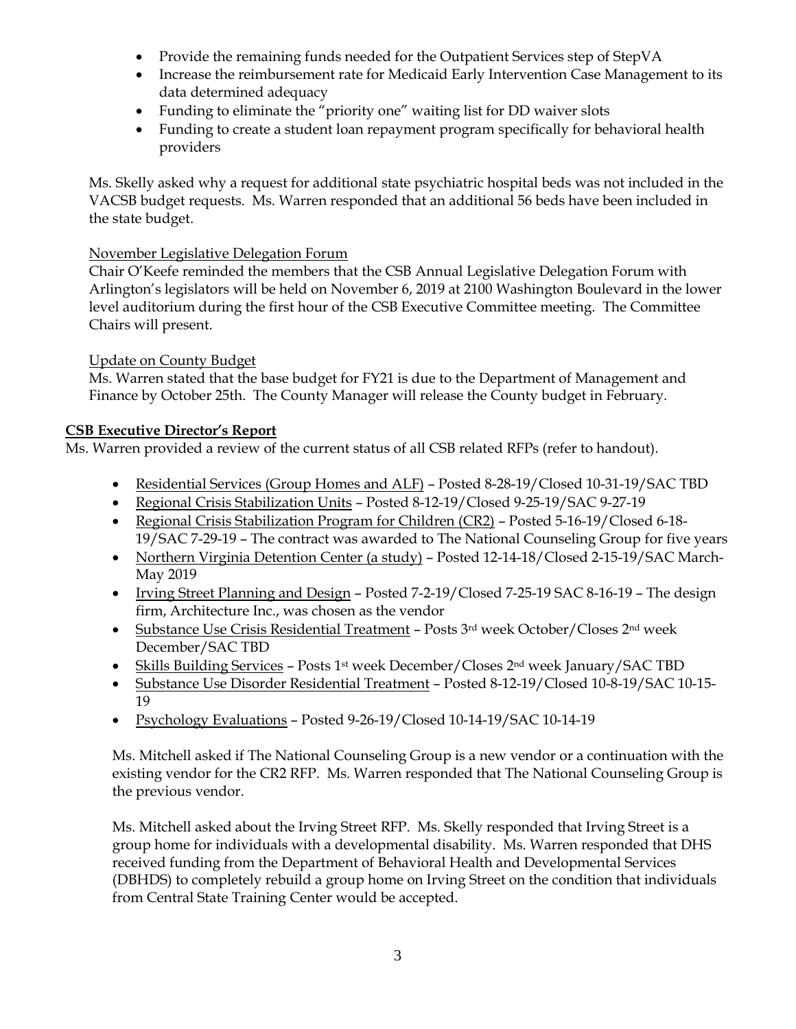- Provide the remaining funds needed for the Outpatient Services step of StepVA
- Increase the reimbursement rate for Medicaid Early Intervention Case Management to its data determined adequacy
- Funding to eliminate the "priority one" waiting list for DD waiver slots
- Funding to create a student loan repayment program specifically for behavioral health providers

Ms. Skelly asked why a request for additional state psychiatric hospital beds was not included in the VACSB budget requests. Ms. Warren responded that an additional 56 beds have been included in the state budget.

November Legislative Delegation Forum

Chair O'Keefe reminded the members that the CSB Annual Legislative Delegation Forum with Arlington's legislators will be held on November 6, 2019 at 2100 Washington Boulevard in the lower level auditorium during the first hour of the CSB Executive Committee meeting. The Committee Chairs will present.

Update on County Budget

Ms. Warren stated that the base budget for FY21 is due to the Department of Management and Finance by October 25th. The County Manager will release the County budget in February.

**CSB Executive Director's Report**

Ms. Warren provided a review of the current status of all CSB related RFPs (refer to handout).

- Residential Services (Group Homes and ALF) – Posted 8-28-19/Closed 10-31-19/SAC TBD
- Regional Crisis Stabilization Units – Posted 8-12-19/Closed 9-25-19/SAC 9-27-19
- Regional Crisis Stabilization Program for Children (CR2) – Posted 5-16-19/Closed 6-18-19/SAC 7-29-19 – The contract was awarded to The National Counseling Group for five years
- Northern Virginia Detention Center (a study) – Posted 12-14-18/Closed 2-15-19/SAC March-May 2019
- Irving Street Planning and Design – Posted 7-2-19/Closed 7-25-19 SAC 8-16-19 – The design firm, Architecture Inc., was chosen as the vendor
- Substance Use Crisis Residential Treatment – Posts 3rd week October/Closes 2nd week December/SAC TBD
- Skills Building Services – Posts 1st week December/Closes 2nd week January/SAC TBD
- Substance Use Disorder Residential Treatment – Posted 8-12-19/Closed 10-8-19/SAC 10-15-19
- Psychology Evaluations – Posted 9-26-19/Closed 10-14-19/SAC 10-14-19

Ms. Mitchell asked if The National Counseling Group is a new vendor or a continuation with the existing vendor for the CR2 RFP. Ms. Warren responded that The National Counseling Group is the previous vendor.

Ms. Mitchell asked about the Irving Street RFP. Ms. Skelly responded that Irving Street is a group home for individuals with a developmental disability. Ms. Warren responded that DHS received funding from the Department of Behavioral Health and Developmental Services (DBHDS) to completely rebuild a group home on Irving Street on the condition that individuals from Central State Training Center would be accepted.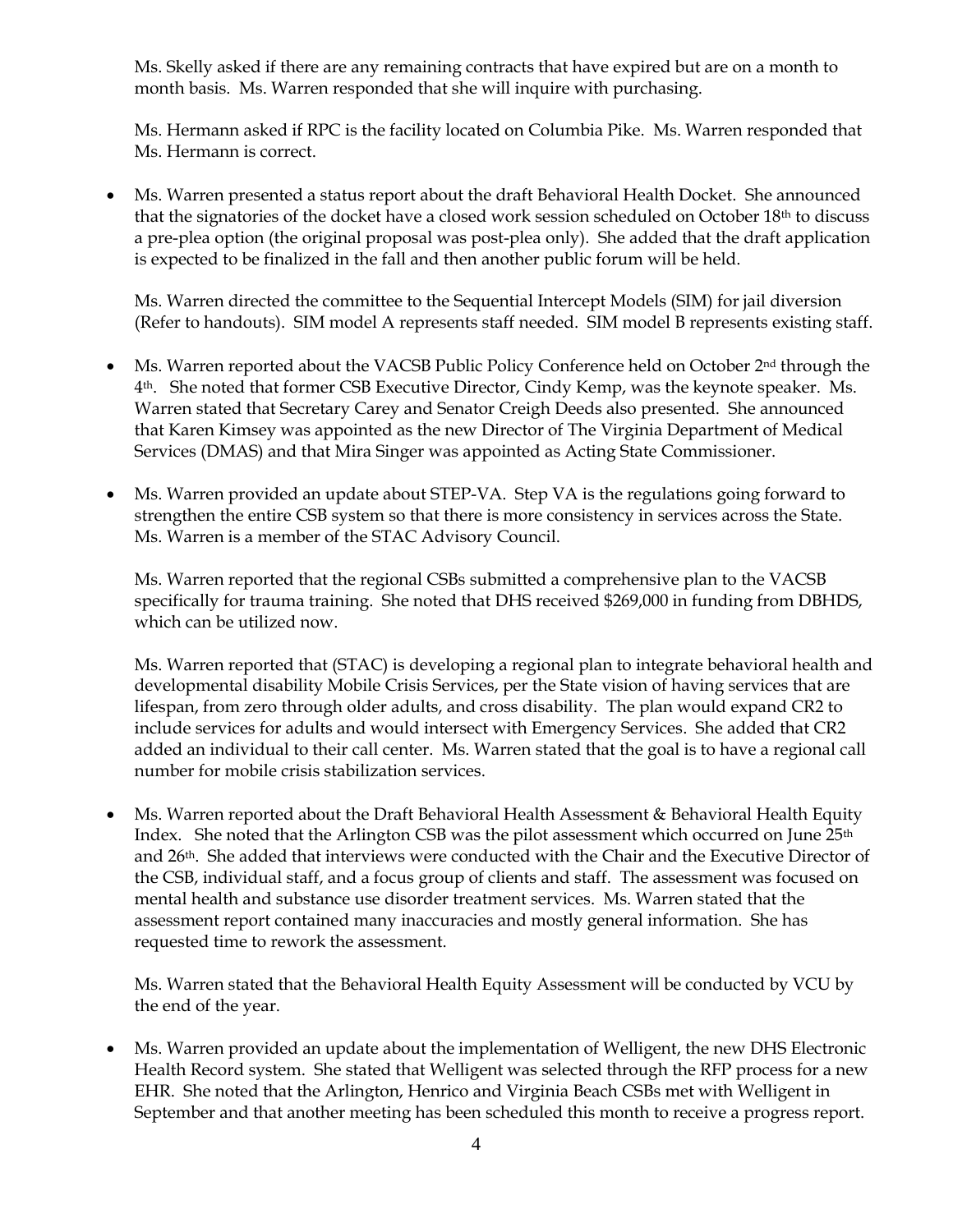Ms. Skelly asked if there are any remaining contracts that have expired but are on a month to month basis. Ms. Warren responded that she will inquire with purchasing.

Ms. Hermann asked if RPC is the facility located on Columbia Pike. Ms. Warren responded that Ms. Hermann is correct.

- Ms. Warren presented a status report about the draft Behavioral Health Docket. She announced that the signatories of the docket have a closed work session scheduled on October 18th to discuss a pre-plea option (the original proposal was post-plea only). She added that the draft application is expected to be finalized in the fall and then another public forum will be held.

  Ms. Warren directed the committee to the Sequential Intercept Models (SIM) for jail diversion (Refer to handouts). SIM model A represents staff needed. SIM model B represents existing staff.

- Ms. Warren reported about the VACSB Public Policy Conference held on October 2nd through the 4th. She noted that former CSB Executive Director, Cindy Kemp, was the keynote speaker. Ms. Warren stated that Secretary Carey and Senator Creigh Deeds also presented. She announced that Karen Kimsey was appointed as the new Director of The Virginia Department of Medical Services (DMAS) and that Mira Singer was appointed as Acting State Commissioner.

- Ms. Warren provided an update about STEP-VA. Step VA is the regulations going forward to strengthen the entire CSB system so that there is more consistency in services across the State. Ms. Warren is a member of the STAC Advisory Council.

  Ms. Warren reported that the regional CSBs submitted a comprehensive plan to the VACSB specifically for trauma training. She noted that DHS received $269,000 in funding from DBHDS, which can be utilized now.

  Ms. Warren reported that (STAC) is developing a regional plan to integrate behavioral health and developmental disability Mobile Crisis Services, per the State vision of having services that are lifespan, from zero through older adults, and cross disability. The plan would expand CR2 to include services for adults and would intersect with Emergency Services. She added that CR2 added an individual to their call center. Ms. Warren stated that the goal is to have a regional call number for mobile crisis stabilization services.

- Ms. Warren reported about the Draft Behavioral Health Assessment & Behavioral Health Equity Index. She noted that the Arlington CSB was the pilot assessment which occurred on June 25th and 26th. She added that interviews were conducted with the Chair and the Executive Director of the CSB, individual staff, and a focus group of clients and staff. The assessment was focused on mental health and substance use disorder treatment services. Ms. Warren stated that the assessment report contained many inaccuracies and mostly general information. She has requested time to rework the assessment.

  Ms. Warren stated that the Behavioral Health Equity Assessment will be conducted by VCU by the end of the year.

- Ms. Warren provided an update about the implementation of Welligent, the new DHS Electronic Health Record system. She stated that Welligent was selected through the RFP process for a new EHR. She noted that the Arlington, Henrico and Virginia Beach CSBs met with Welligent in September and that another meeting has been scheduled this month to receive a progress report.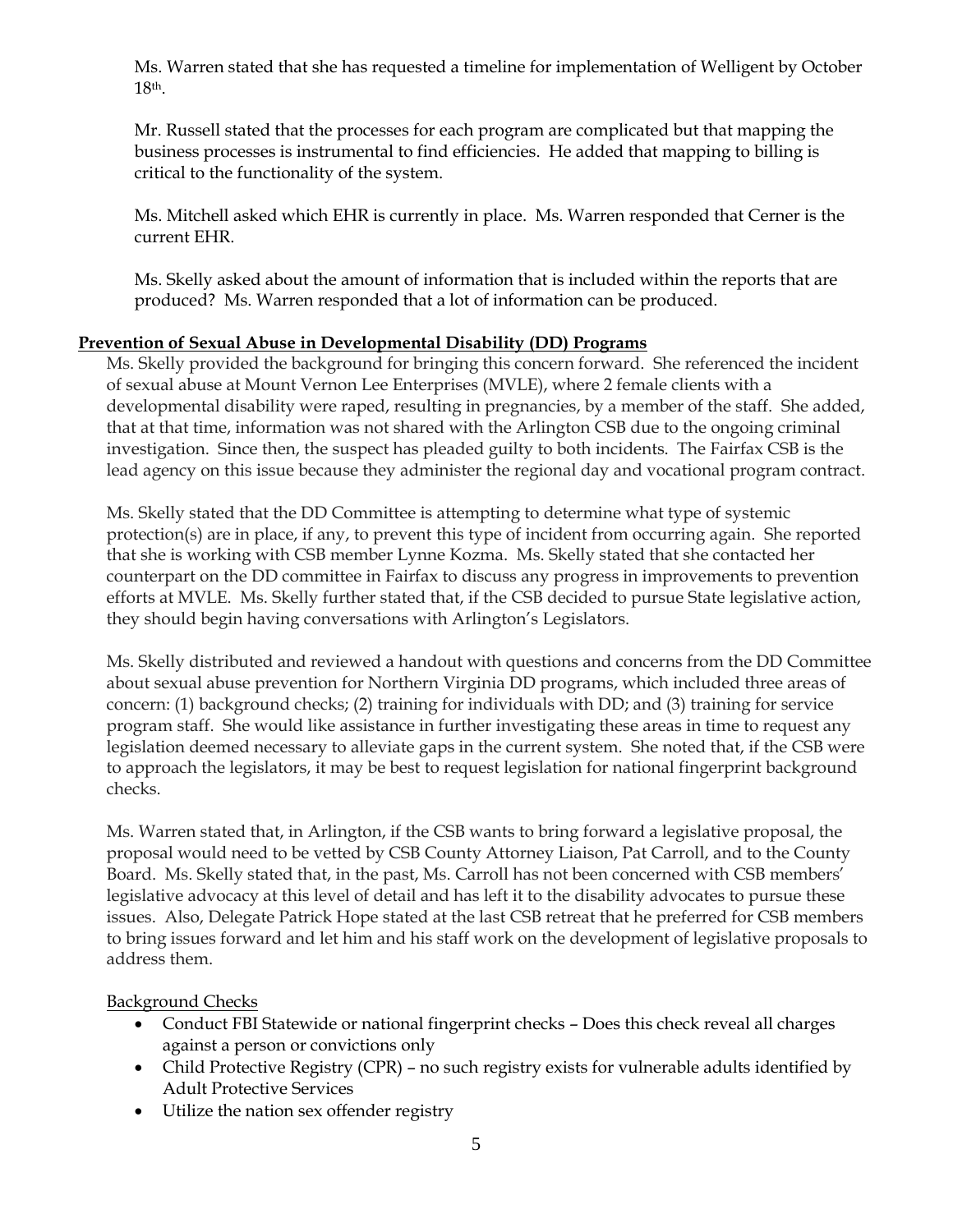Ms. Warren stated that she has requested a timeline for implementation of Welligent by October 18th.

Mr. Russell stated that the processes for each program are complicated but that mapping the business processes is instrumental to find efficiencies. He added that mapping to billing is critical to the functionality of the system.

Ms. Mitchell asked which EHR is currently in place. Ms. Warren responded that Cerner is the current EHR.

Ms. Skelly asked about the amount of information that is included within the reports that are produced? Ms. Warren responded that a lot of information can be produced.

**Prevention of Sexual Abuse in Developmental Disability (DD) Programs**

Ms. Skelly provided the background for bringing this concern forward. She referenced the incident of sexual abuse at Mount Vernon Lee Enterprises (MVLE), where 2 female clients with a developmental disability were raped, resulting in pregnancies, by a member of the staff. She added, that at that time, information was not shared with the Arlington CSB due to the ongoing criminal investigation. Since then, the suspect has pleaded guilty to both incidents. The Fairfax CSB is the lead agency on this issue because they administer the regional day and vocational program contract.

Ms. Skelly stated that the DD Committee is attempting to determine what type of systemic protection(s) are in place, if any, to prevent this type of incident from occurring again. She reported that she is working with CSB member Lynne Kozma. Ms. Skelly stated that she contacted her counterpart on the DD committee in Fairfax to discuss any progress in improvements to prevention efforts at MVLE. Ms. Skelly further stated that, if the CSB decided to pursue State legislative action, they should begin having conversations with Arlington's Legislators.

Ms. Skelly distributed and reviewed a handout with questions and concerns from the DD Committee about sexual abuse prevention for Northern Virginia DD programs, which included three areas of concern: (1) background checks; (2) training for individuals with DD; and (3) training for service program staff. She would like assistance in further investigating these areas in time to request any legislation deemed necessary to alleviate gaps in the current system. She noted that, if the CSB were to approach the legislators, it may be best to request legislation for national fingerprint background checks.

Ms. Warren stated that, in Arlington, if the CSB wants to bring forward a legislative proposal, the proposal would need to be vetted by CSB County Attorney Liaison, Pat Carroll, and to the County Board. Ms. Skelly stated that, in the past, Ms. Carroll has not been concerned with CSB members' legislative advocacy at this level of detail and has left it to the disability advocates to pursue these issues. Also, Delegate Patrick Hope stated at the last CSB retreat that he preferred for CSB members to bring issues forward and let him and his staff work on the development of legislative proposals to address them.

<u>Background Checks</u>

- Conduct FBI Statewide or national fingerprint checks – Does this check reveal all charges against a person or convictions only
- Child Protective Registry (CPR) – no such registry exists for vulnerable adults identified by Adult Protective Services
- Utilize the nation sex offender registry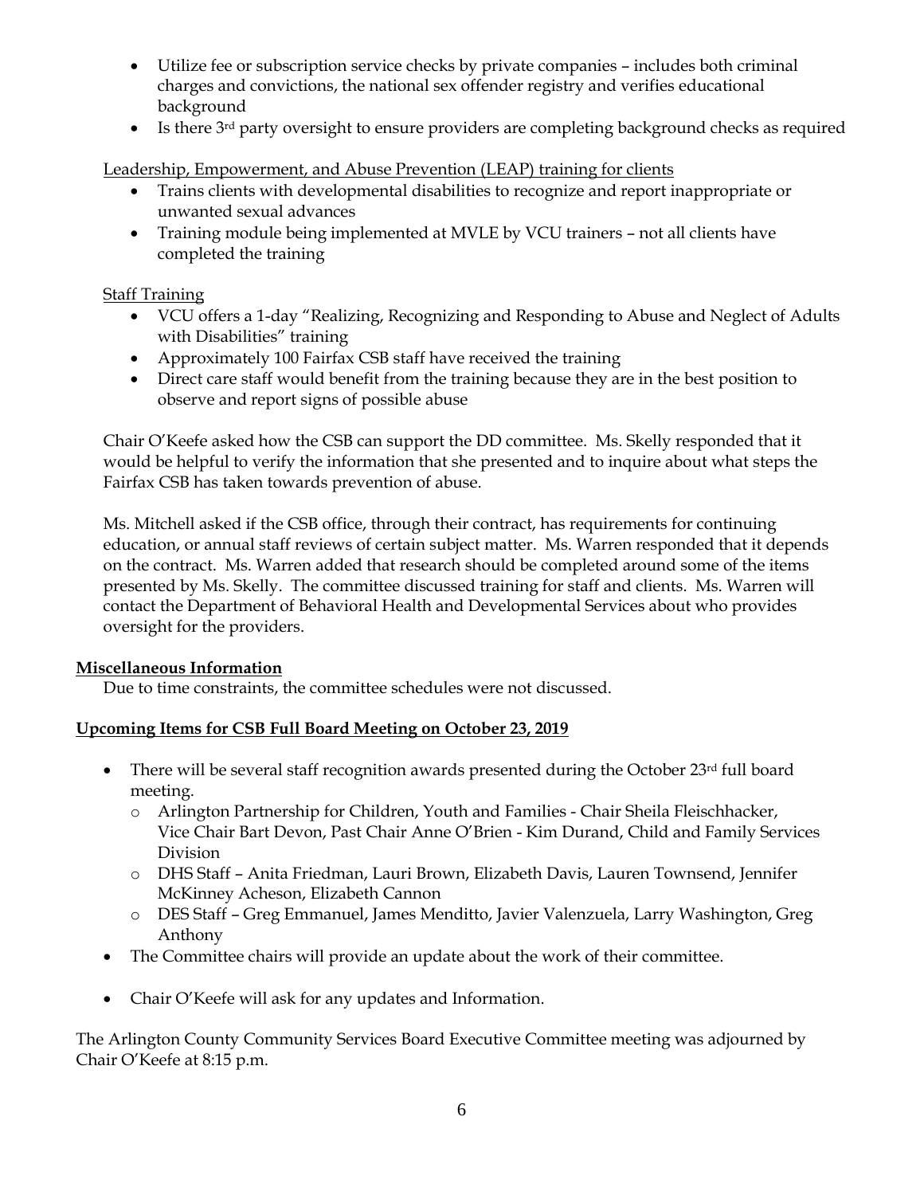- Utilize fee or subscription service checks by private companies – includes both criminal charges and convictions, the national sex offender registry and verifies educational background
- Is there 3rd party oversight to ensure providers are completing background checks as required

Leadership, Empowerment, and Abuse Prevention (LEAP) training for clients

- Trains clients with developmental disabilities to recognize and report inappropriate or unwanted sexual advances
- Training module being implemented at MVLE by VCU trainers – not all clients have completed the training

Staff Training

- VCU offers a 1-day "Realizing, Recognizing and Responding to Abuse and Neglect of Adults with Disabilities" training
- Approximately 100 Fairfax CSB staff have received the training
- Direct care staff would benefit from the training because they are in the best position to observe and report signs of possible abuse

Chair O'Keefe asked how the CSB can support the DD committee. Ms. Skelly responded that it would be helpful to verify the information that she presented and to inquire about what steps the Fairfax CSB has taken towards prevention of abuse.

Ms. Mitchell asked if the CSB office, through their contract, has requirements for continuing education, or annual staff reviews of certain subject matter. Ms. Warren responded that it depends on the contract. Ms. Warren added that research should be completed around some of the items presented by Ms. Skelly. The committee discussed training for staff and clients. Ms. Warren will contact the Department of Behavioral Health and Developmental Services about who provides oversight for the providers.

**Miscellaneous Information**

Due to time constraints, the committee schedules were not discussed.

**Upcoming Items for CSB Full Board Meeting on October 23, 2019**

- There will be several staff recognition awards presented during the October 23rd full board meeting.
  - Arlington Partnership for Children, Youth and Families - Chair Sheila Fleischhacker, Vice Chair Bart Devon, Past Chair Anne O'Brien - Kim Durand, Child and Family Services Division
  - DHS Staff – Anita Friedman, Lauri Brown, Elizabeth Davis, Lauren Townsend, Jennifer McKinney Acheson, Elizabeth Cannon
  - DES Staff – Greg Emmanuel, James Menditto, Javier Valenzuela, Larry Washington, Greg Anthony
- The Committee chairs will provide an update about the work of their committee.
- Chair O'Keefe will ask for any updates and Information.

The Arlington County Community Services Board Executive Committee meeting was adjourned by Chair O'Keefe at 8:15 p.m.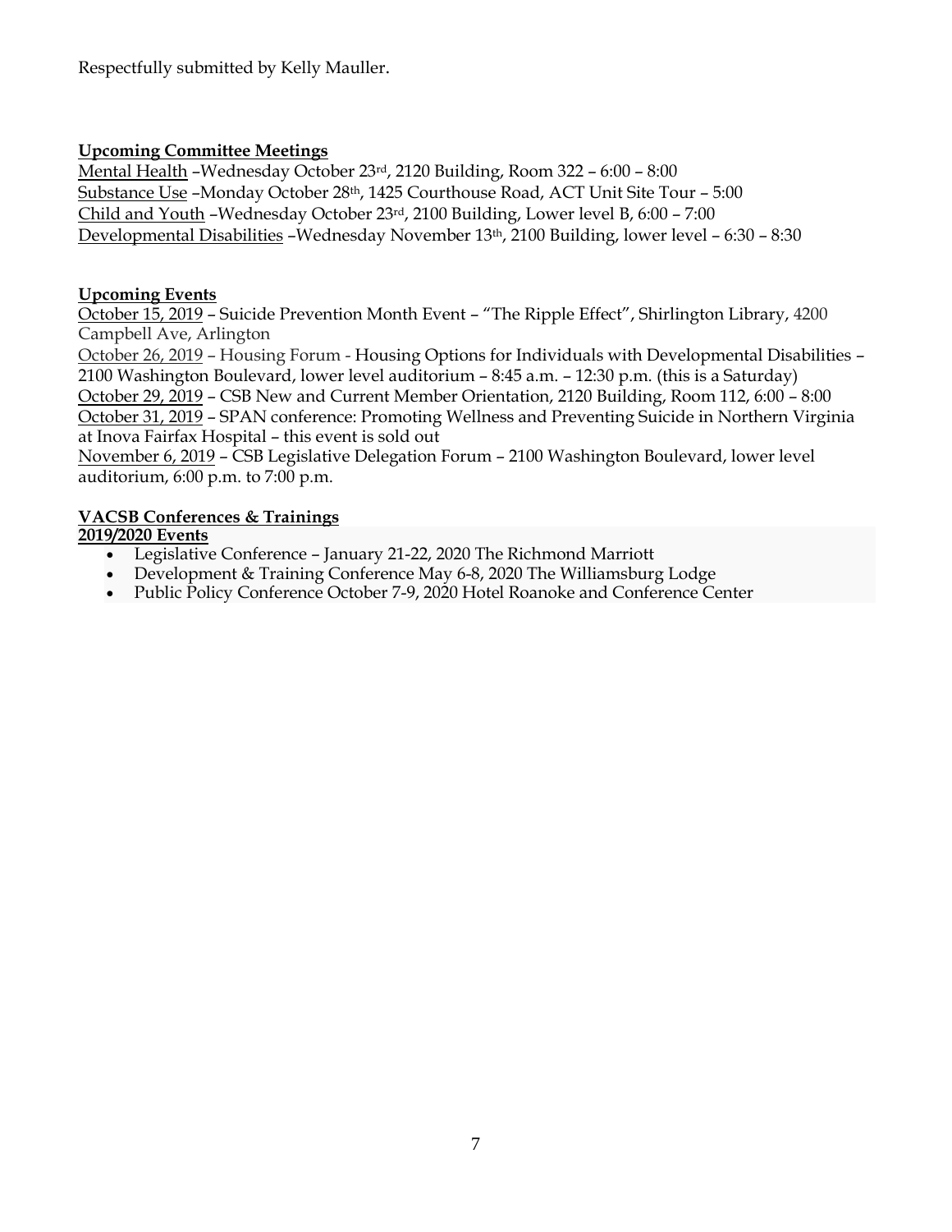Respectfully submitted by Kelly Mauller.

**Upcoming Committee Meetings**

Mental Health –Wednesday October 23rd, 2120 Building, Room 322 – 6:00 – 8:00
Substance Use –Monday October 28th, 1425 Courthouse Road, ACT Unit Site Tour – 5:00
Child and Youth –Wednesday October 23rd, 2100 Building, Lower level B, 6:00 – 7:00
Developmental Disabilities –Wednesday November 13th, 2100 Building, lower level – 6:30 – 8:30

**Upcoming Events**

October 15, 2019 – Suicide Prevention Month Event – "The Ripple Effect", Shirlington Library, 4200 Campbell Ave, Arlington
October 26, 2019 – Housing Forum - Housing Options for Individuals with Developmental Disabilities – 2100 Washington Boulevard, lower level auditorium – 8:45 a.m. – 12:30 p.m. (this is a Saturday)
October 29, 2019 – CSB New and Current Member Orientation, 2120 Building, Room 112, 6:00 – 8:00
October 31, 2019 – SPAN conference: Promoting Wellness and Preventing Suicide in Northern Virginia at Inova Fairfax Hospital – this event is sold out
November 6, 2019 – CSB Legislative Delegation Forum – 2100 Washington Boulevard, lower level auditorium, 6:00 p.m. to 7:00 p.m.

**VACSB Conferences & Trainings**

**2019/2020 Events**

- Legislative Conference – January 21-22, 2020 The Richmond Marriott
- Development & Training Conference May 6-8, 2020 The Williamsburg Lodge
- Public Policy Conference October 7-9, 2020 Hotel Roanoke and Conference Center